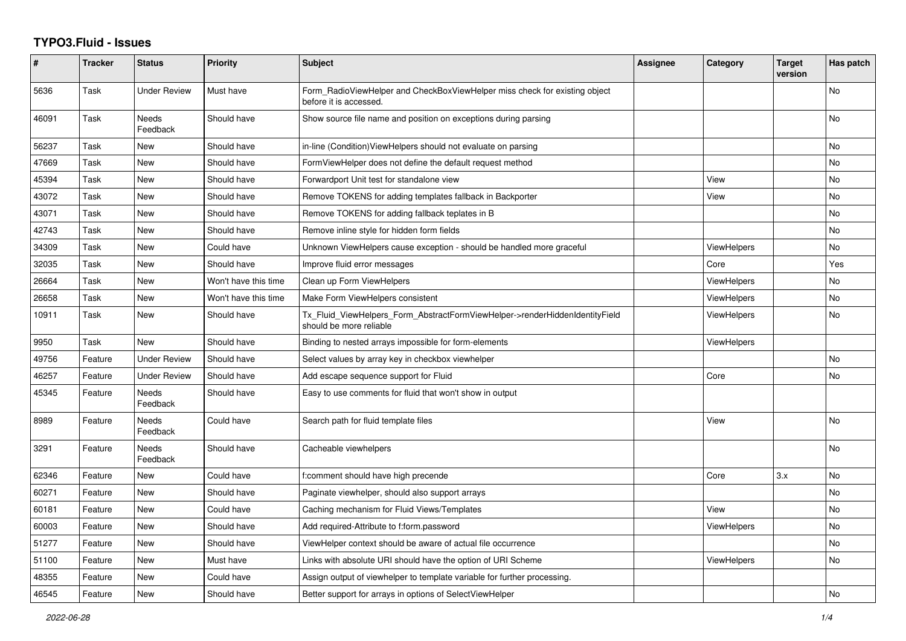# TYPO3.Fluid - Issues

| # | Tracker | Status | Priority | Subject | Assignee | Category | Target version | Has patch |
|---|---|---|---|---|---|---|---|---|
| 5636 | Task | Under Review | Must have | Form_RadioViewHelper and CheckBoxViewHelper miss check for existing object before it is accessed. | | | | No |
| 46091 | Task | Needs Feedback | Should have | Show source file name and position on exceptions during parsing | | | | No |
| 56237 | Task | New | Should have | in-line (Condition)ViewHelpers should not evaluate on parsing | | | | No |
| 47669 | Task | New | Should have | FormViewHelper does not define the default request method | | | | No |
| 45394 | Task | New | Should have | Forwardport Unit test for standalone view | | View | | No |
| 43072 | Task | New | Should have | Remove TOKENS for adding templates fallback in Backporter | | View | | No |
| 43071 | Task | New | Should have | Remove TOKENS for adding fallback teplates in B | | | | No |
| 42743 | Task | New | Should have | Remove inline style for hidden form fields | | | | No |
| 34309 | Task | New | Could have | Unknown ViewHelpers cause exception - should be handled more graceful | | ViewHelpers | | No |
| 32035 | Task | New | Should have | Improve fluid error messages | | Core | | Yes |
| 26664 | Task | New | Won't have this time | Clean up Form ViewHelpers | | ViewHelpers | | No |
| 26658 | Task | New | Won't have this time | Make Form ViewHelpers consistent | | ViewHelpers | | No |
| 10911 | Task | New | Should have | Tx_Fluid_ViewHelpers_Form_AbstractFormViewHelper->renderHiddenIdentityField should be more reliable | | ViewHelpers | | No |
| 9950 | Task | New | Should have | Binding to nested arrays impossible for form-elements | | ViewHelpers | | |
| 49756 | Feature | Under Review | Should have | Select values by array key in checkbox viewhelper | | | | No |
| 46257 | Feature | Under Review | Should have | Add escape sequence support for Fluid | | Core | | No |
| 45345 | Feature | Needs Feedback | Should have | Easy to use comments for fluid that won't show in output | | | | |
| 8989 | Feature | Needs Feedback | Could have | Search path for fluid template files | | View | | No |
| 3291 | Feature | Needs Feedback | Should have | Cacheable viewhelpers | | | | No |
| 62346 | Feature | New | Could have | f:comment should have high precende | | Core | 3.x | No |
| 60271 | Feature | New | Should have | Paginate viewhelper, should also support arrays | | | | No |
| 60181 | Feature | New | Could have | Caching mechanism for Fluid Views/Templates | | View | | No |
| 60003 | Feature | New | Should have | Add required-Attribute to f:form.password | | ViewHelpers | | No |
| 51277 | Feature | New | Should have | ViewHelper context should be aware of actual file occurrence | | | | No |
| 51100 | Feature | New | Must have | Links with absolute URI should have the option of URI Scheme | | ViewHelpers | | No |
| 48355 | Feature | New | Could have | Assign output of viewhelper to template variable for further processing. | | | | |
| 46545 | Feature | New | Should have | Better support for arrays in options of SelectViewHelper | | | | No |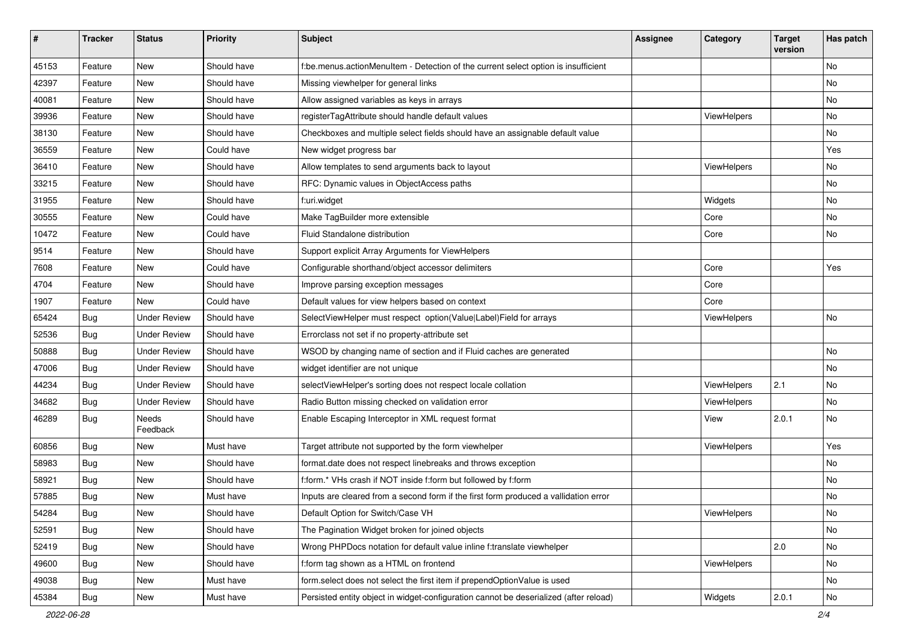| # | Tracker | Status | Priority | Subject | Assignee | Category | Target version | Has patch |
|---|---|---|---|---|---|---|---|---|
| 45153 | Feature | New | Should have | f:be.menus.actionMenuItem - Detection of the current select option is insufficient | | | | No |
| 42397 | Feature | New | Should have | Missing viewhelper for general links | | | | No |
| 40081 | Feature | New | Should have | Allow assigned variables as keys in arrays | | | | No |
| 39936 | Feature | New | Should have | registerTagAttribute should handle default values | | ViewHelpers | | No |
| 38130 | Feature | New | Should have | Checkboxes and multiple select fields should have an assignable default value | | | | No |
| 36559 | Feature | New | Could have | New widget progress bar | | | | Yes |
| 36410 | Feature | New | Should have | Allow templates to send arguments back to layout | | ViewHelpers | | No |
| 33215 | Feature | New | Should have | RFC: Dynamic values in ObjectAccess paths | | | | No |
| 31955 | Feature | New | Should have | f:uri.widget | | Widgets | | No |
| 30555 | Feature | New | Could have | Make TagBuilder more extensible | | Core | | No |
| 10472 | Feature | New | Could have | Fluid Standalone distribution | | Core | | No |
| 9514 | Feature | New | Should have | Support explicit Array Arguments for ViewHelpers | | | | |
| 7608 | Feature | New | Could have | Configurable shorthand/object accessor delimiters | | Core | | Yes |
| 4704 | Feature | New | Should have | Improve parsing exception messages | | Core | | |
| 1907 | Feature | New | Could have | Default values for view helpers based on context | | Core | | |
| 65424 | Bug | Under Review | Should have | SelectViewHelper must respect option(Value\|Label)Field for arrays | | ViewHelpers | | No |
| 52536 | Bug | Under Review | Should have | Errorclass not set if no property-attribute set | | | | |
| 50888 | Bug | Under Review | Should have | WSOD by changing name of section and if Fluid caches are generated | | | | No |
| 47006 | Bug | Under Review | Should have | widget identifier are not unique | | | | No |
| 44234 | Bug | Under Review | Should have | selectViewHelper's sorting does not respect locale collation | | ViewHelpers | 2.1 | No |
| 34682 | Bug | Under Review | Should have | Radio Button missing checked on validation error | | ViewHelpers | | No |
| 46289 | Bug | Needs Feedback | Should have | Enable Escaping Interceptor in XML request format | | View | 2.0.1 | No |
| 60856 | Bug | New | Must have | Target attribute not supported by the form viewhelper | | ViewHelpers | | Yes |
| 58983 | Bug | New | Should have | format.date does not respect linebreaks and throws exception | | | | No |
| 58921 | Bug | New | Should have | f:form.* VHs crash if NOT inside f:form but followed by f:form | | | | No |
| 57885 | Bug | New | Must have | Inputs are cleared from a second form if the first form produced a vallidation error | | | | No |
| 54284 | Bug | New | Should have | Default Option for Switch/Case VH | | ViewHelpers | | No |
| 52591 | Bug | New | Should have | The Pagination Widget broken for joined objects | | | | No |
| 52419 | Bug | New | Should have | Wrong PHPDocs notation for default value inline f:translate viewhelper | | | 2.0 | No |
| 49600 | Bug | New | Should have | f:form tag shown as a HTML on frontend | | ViewHelpers | | No |
| 49038 | Bug | New | Must have | form.select does not select the first item if prependOptionValue is used | | | | No |
| 45384 | Bug | New | Must have | Persisted entity object in widget-configuration cannot be deserialized (after reload) | | Widgets | 2.0.1 | No |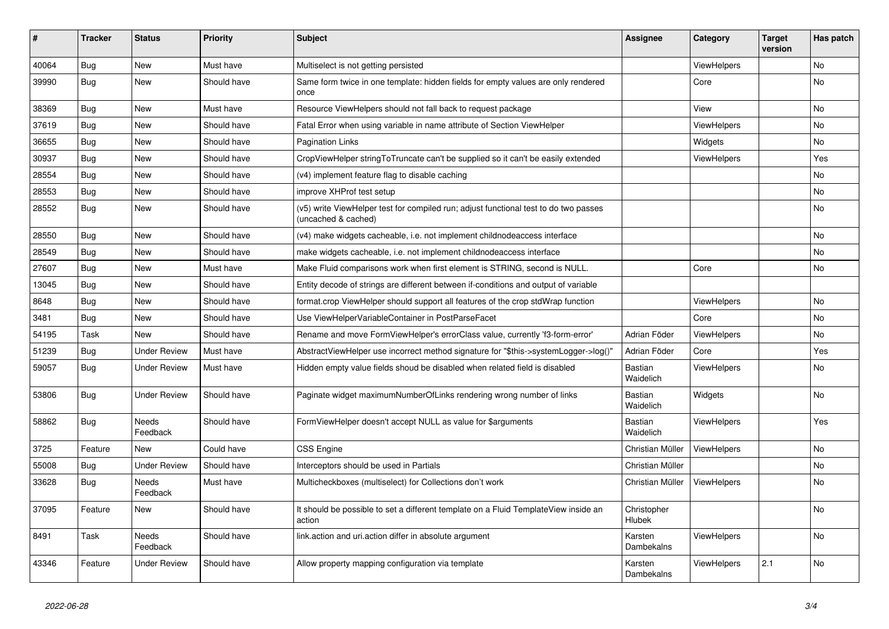| # | Tracker | Status | Priority | Subject | Assignee | Category | Target version | Has patch |
|---|---|---|---|---|---|---|---|---|
| 40064 | Bug | New | Must have | Multiselect is not getting persisted | | ViewHelpers | | No |
| 39990 | Bug | New | Should have | Same form twice in one template: hidden fields for empty values are only rendered once | | Core | | No |
| 38369 | Bug | New | Must have | Resource ViewHelpers should not fall back to request package | | View | | No |
| 37619 | Bug | New | Should have | Fatal Error when using variable in name attribute of Section ViewHelper | | ViewHelpers | | No |
| 36655 | Bug | New | Should have | Pagination Links | | Widgets | | No |
| 30937 | Bug | New | Should have | CropViewHelper stringToTruncate can't be supplied so it can't be easily extended | | ViewHelpers | | Yes |
| 28554 | Bug | New | Should have | (v4) implement feature flag to disable caching | | | | No |
| 28553 | Bug | New | Should have | improve XHProf test setup | | | | No |
| 28552 | Bug | New | Should have | (v5) write ViewHelper test for compiled run; adjust functional test to do two passes (uncached & cached) | | | | No |
| 28550 | Bug | New | Should have | (v4) make widgets cacheable, i.e. not implement childnodeaccess interface | | | | No |
| 28549 | Bug | New | Should have | make widgets cacheable, i.e. not implement childnodeaccess interface | | | | No |
| 27607 | Bug | New | Must have | Make Fluid comparisons work when first element is STRING, second is NULL. | | Core | | No |
| 13045 | Bug | New | Should have | Entity decode of strings are different between if-conditions and output of variable | | | | |
| 8648 | Bug | New | Should have | format.crop ViewHelper should support all features of the crop stdWrap function | | ViewHelpers | | No |
| 3481 | Bug | New | Should have | Use ViewHelperVariableContainer in PostParseFacet | | Core | | No |
| 54195 | Task | New | Should have | Rename and move FormViewHelper's errorClass value, currently 'f3-form-error' | Adrian Föder | ViewHelpers | | No |
| 51239 | Bug | Under Review | Must have | AbstractViewHelper use incorrect method signature for "$this->systemLogger->log()" | Adrian Föder | Core | | Yes |
| 59057 | Bug | Under Review | Must have | Hidden empty value fields shoud be disabled when related field is disabled | Bastian Waidelich | ViewHelpers | | No |
| 53806 | Bug | Under Review | Should have | Paginate widget maximumNumberOfLinks rendering wrong number of links | Bastian Waidelich | Widgets | | No |
| 58862 | Bug | Needs Feedback | Should have | FormViewHelper doesn't accept NULL as value for $arguments | Bastian Waidelich | ViewHelpers | | Yes |
| 3725 | Feature | New | Could have | CSS Engine | Christian Müller | ViewHelpers | | No |
| 55008 | Bug | Under Review | Should have | Interceptors should be used in Partials | Christian Müller | | | No |
| 33628 | Bug | Needs Feedback | Must have | Multicheckboxes (multiselect) for Collections don't work | Christian Müller | ViewHelpers | | No |
| 37095 | Feature | New | Should have | It should be possible to set a different template on a Fluid TemplateView inside an action | Christopher Hlubek | | | No |
| 8491 | Task | Needs Feedback | Should have | link.action and uri.action differ in absolute argument | Karsten Dambekalns | ViewHelpers | | No |
| 43346 | Feature | Under Review | Should have | Allow property mapping configuration via template | Karsten Dambekalns | ViewHelpers | 2.1 | No |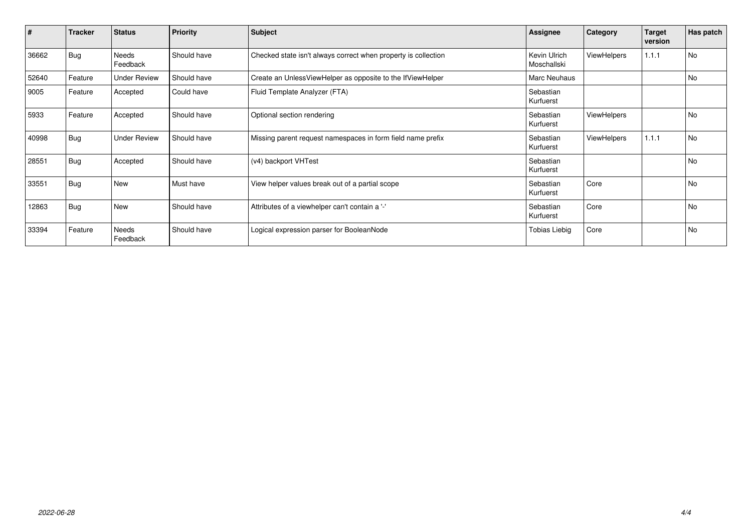| # | Tracker | Status | Priority | Subject | Assignee | Category | Target version | Has patch |
|---|---|---|---|---|---|---|---|---|
| 36662 | Bug | Needs Feedback | Should have | Checked state isn't always correct when property is collection | Kevin Ulrich Moschallski | ViewHelpers | 1.1.1 | No |
| 52640 | Feature | Under Review | Should have | Create an UnlessViewHelper as opposite to the IfViewHelper | Marc Neuhaus | | | No |
| 9005 | Feature | Accepted | Could have | Fluid Template Analyzer (FTA) | Sebastian Kurfuerst | | | |
| 5933 | Feature | Accepted | Should have | Optional section rendering | Sebastian Kurfuerst | ViewHelpers | | No |
| 40998 | Bug | Under Review | Should have | Missing parent request namespaces in form field name prefix | Sebastian Kurfuerst | ViewHelpers | 1.1.1 | No |
| 28551 | Bug | Accepted | Should have | (v4) backport VHTest | Sebastian Kurfuerst | | | No |
| 33551 | Bug | New | Must have | View helper values break out of a partial scope | Sebastian Kurfuerst | Core | | No |
| 12863 | Bug | New | Should have | Attributes of a viewhelper can't contain a '-' | Sebastian Kurfuerst | Core | | No |
| 33394 | Feature | Needs Feedback | Should have | Logical expression parser for BooleanNode | Tobias Liebig | Core | | No |

*2022-06-28*